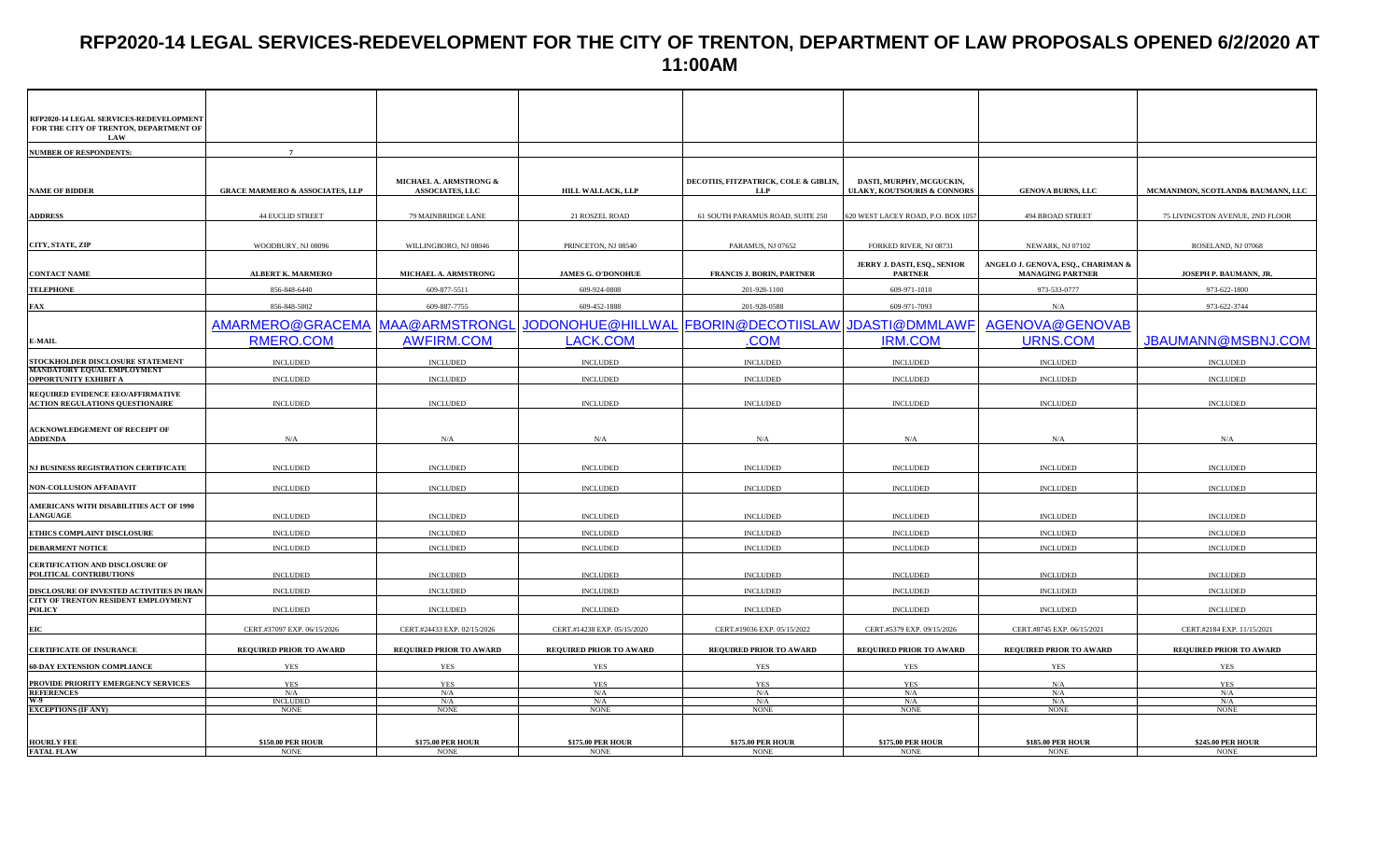# RFP2020-14 LEGAL SERVICES-REDEVELOPMENT FOR THE CITY OF TRENTON, DEPARTMENT OF LAW PROPOSALS OPENED 6/2/2020 AT 11:00AM

| RFP2020-14 LEGAL SERVICES-REDEVELOPMENT FOR THE CITY OF TRENTON, DEPARTMENT OF LAW | | | | | | | |
|---|---|---|---|---|---|---|---|
| NUMBER OF RESPONDENTS: | 7 | | | | | | |
| NAME OF BIDDER | GRACE MARMERO & ASSOCIATES, LLP | MICHAEL A. ARMSTRONG & ASSOCIATES, LLC | HILL WALLACK, LLP | DECOTIIS, FITZPATRICK, COLE & GIBLIN, LLP | DASTI, MURPHY, MCGUCKIN, ULAKY, KOUTSOURIS & CONNORS | GENOVA BURNS, LLC | MCMANIMON, SCOTLAND& BAUMANN, LLC |
| ADDRESS | 44 EUCLID STREET | 79 MAINBRIDGE LANE | 21 ROSZEL ROAD | 61 SOUTH PARAMUS ROAD, SUITE 250 | 620 WEST LACEY ROAD, P.O. BOX 1057 | 494 BROAD STREET | 75 LIVINGSTON AVENUE, 2ND FLOOR |
| CITY, STATE, ZIP | WOODBURY, NJ 08096 | WILLINGBORO, NJ 08046 | PRINCETON, NJ 08540 | PARAMUS, NJ 07652 | FORKED RIVER, NJ 08731 | NEWARK, NJ 07102 | ROSELAND, NJ 07068 |
| CONTACT NAME | ALBERT K. MARMERO | MICHAEL A. ARMSTRONG | JAMES G. O'DONOHUE | FRANCIS J. BORIN, PARTNER | JERRY J. DASTI, ESQ., SENIOR PARTNER | ANGELO J. GENOVA, ESQ., CHARIMAN & MANAGING PARTNER | JOSEPH P. BAUMANN, JR. |
| TELEPHONE | 856-848-6440 | 609-877-5511 | 609-924-0808 | 201-928-1100 | 609-971-1010 | 973-533-0777 | 973-622-1800 |
| FAX | 856-848-5002 | 609-887-7755 | 609-452-1888 | 201-928-0588 | 609-971-7093 | N/A | 973-622-3744 |
| E-MAIL | AMARMERO@GRACEMARMERO.COM | MAA@ARMSTRONGLAWFIRM.COM | JODONOHUE@HILLWALLACK.COM | FBORIN@DECOTIISLAW.COM | JDASTI@DMMLAWFIRM.COM | AGENOVA@GENOVABURNS.COM | JBAUMANN@MSBNJ.COM |
| STOCKHOLDER DISCLOSURE STATEMENT | INCLUDED | INCLUDED | INCLUDED | INCLUDED | INCLUDED | INCLUDED | INCLUDED |
| MANDATORY EQUAL EMPLOYMENT OPPORTUNITY EXHIBIT A | INCLUDED | INCLUDED | INCLUDED | INCLUDED | INCLUDED | INCLUDED | INCLUDED |
| REQUIRED EVIDENCE EEO/AFFIRMATIVE ACTION REGULATIONS QUESTIONAIRE | INCLUDED | INCLUDED | INCLUDED | INCLUDED | INCLUDED | INCLUDED | INCLUDED |
| ACKNOWLEDGEMENT OF RECEIPT OF ADDENDA | N/A | N/A | N/A | N/A | N/A | N/A | N/A |
| NJ BUSINESS REGISTRATION CERTIFICATE | INCLUDED | INCLUDED | INCLUDED | INCLUDED | INCLUDED | INCLUDED | INCLUDED |
| NON-COLLUSION AFFADAVIT | INCLUDED | INCLUDED | INCLUDED | INCLUDED | INCLUDED | INCLUDED | INCLUDED |
| AMERICANS WITH DISABILITIES ACT OF 1990 LANGUAGE | INCLUDED | INCLUDED | INCLUDED | INCLUDED | INCLUDED | INCLUDED | INCLUDED |
| ETHICS COMPLAINT DISCLOSURE | INCLUDED | INCLUDED | INCLUDED | INCLUDED | INCLUDED | INCLUDED | INCLUDED |
| DEBARMENT NOTICE | INCLUDED | INCLUDED | INCLUDED | INCLUDED | INCLUDED | INCLUDED | INCLUDED |
| CERTIFICATION AND DISCLOSURE OF POLITICAL CONTRIBUTIONS | INCLUDED | INCLUDED | INCLUDED | INCLUDED | INCLUDED | INCLUDED | INCLUDED |
| DISCLOSURE OF INVESTED ACTIVITIES IN IRAN | INCLUDED | INCLUDED | INCLUDED | INCLUDED | INCLUDED | INCLUDED | INCLUDED |
| CITY OF TRENTON RESIDENT EMPLOYMENT POLICY | INCLUDED | INCLUDED | INCLUDED | INCLUDED | INCLUDED | INCLUDED | INCLUDED |
| EIC | CERT.#37097 EXP. 06/15/2026 | CERT.#24433 EXP. 02/15/2026 | CERT.#14238 EXP. 05/15/2020 | CERT.#19036 EXP. 05/15/2022 | CERT.#5379 EXP. 09/15/2026 | CERT.#8745 EXP. 06/15/2021 | CERT.#2184 EXP. 11/15/2021 |
| CERTIFICATE OF INSURANCE | REQUIRED PRIOR TO AWARD | REQUIRED PRIOR TO AWARD | REQUIRED PRIOR TO AWARD | REQUIRED PRIOR TO AWARD | REQUIRED PRIOR TO AWARD | REQUIRED PRIOR TO AWARD | REQUIRED PRIOR TO AWARD |
| 60-DAY EXTENSION COMPLIANCE | YES | YES | YES | YES | YES | YES | YES |
| PROVIDE PRIORITY EMERGENCY SERVICES | YES | YES | YES | YES | YES | N/A | YES |
| REFERENCES | N/A | N/A | N/A | N/A | N/A | N/A | N/A |
| W-9 | INCLUDED | N/A | N/A | N/A | N/A | N/A | N/A |
| EXCEPTIONS (IF ANY) | NONE | NONE | NONE | NONE | NONE | NONE | NONE |
| HOURLY FEE | $150.00 PER HOUR | $175.00 PER HOUR | $175.00 PER HOUR | $175.00 PER HOUR | $175.00 PER HOUR | $185.00 PER HOUR | $245.00 PER HOUR |
| FATAL FLAW | NONE | NONE | NONE | NONE | NONE | NONE | NONE |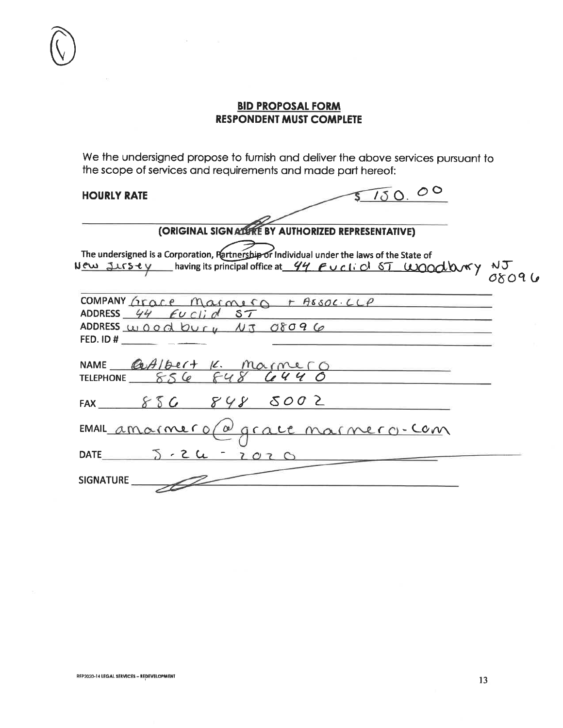## BID PROPOSAL FORM
## RESPONDENT MUST COMPLETE

We the undersigned propose to furnish and deliver the above services pursuant to the scope of services and requirements and made part hereof:

**HOURLY RATE** $ 150.00

**(ORIGINAL SIGNATURE BY AUTHORIZED REPRESENTATIVE)**

The undersigned is a Corporation, Partnership or Individual under the laws of the State of New Jersey having its principal office at 44 Euclid ST Woodbury NJ 08096

COMPANY Grace Marmero + Assoc. LLP

ADDRESS 44 Euclid ST

ADDRESS Woodbury NJ 08096

FED. ID # ______

NAME Albert K. Marmero

TELEPHONE 856 848 6440

FAX 856 848 5002

EMAIL amarmero@gracemarmero.com

DATE 5-26-2020

SIGNATURE ______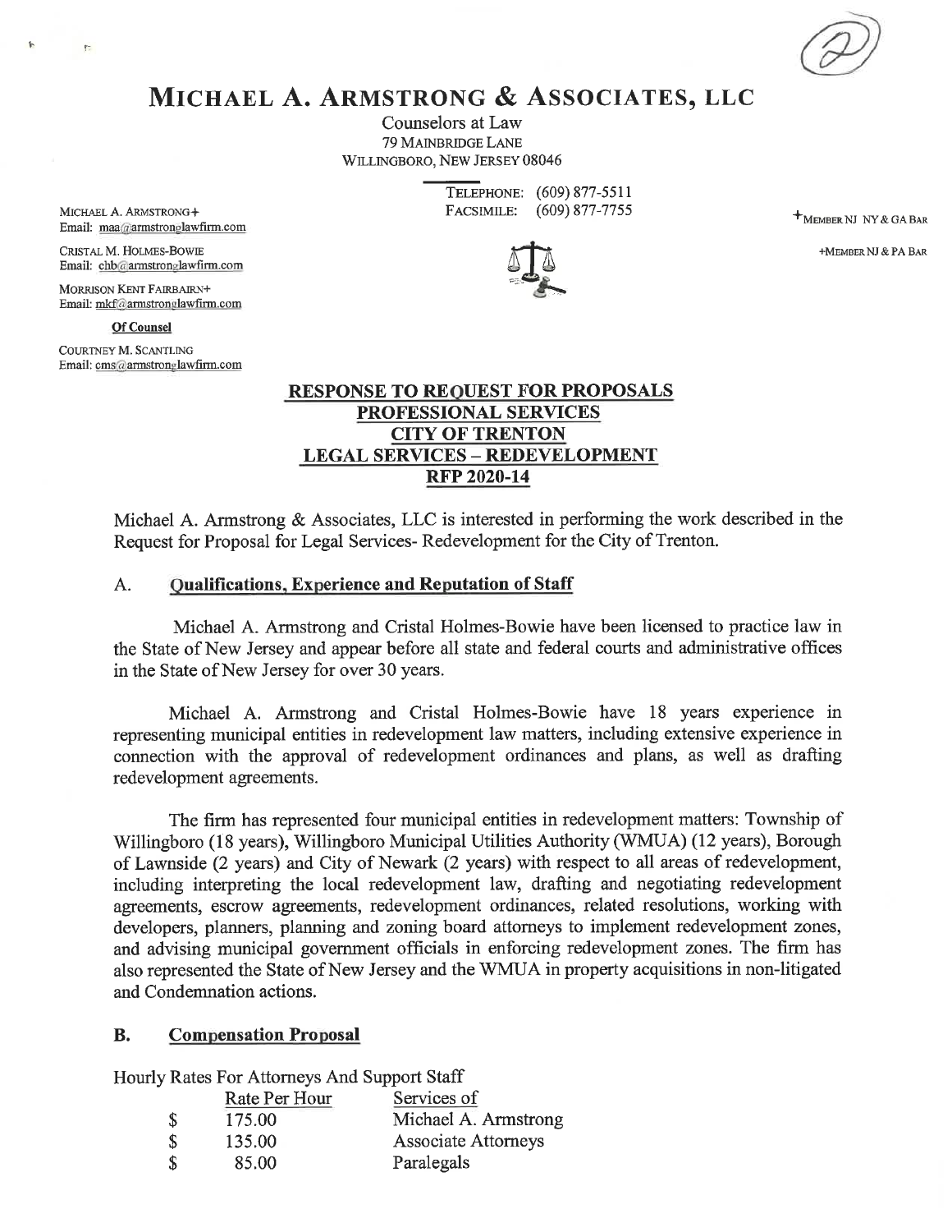# MICHAEL A. ARMSTRONG & ASSOCIATES, LLC

Counselors at Law
79 MAINBRIDGE LANE
WILLINGBORO, NEW JERSEY 08046

TELEPHONE: (609) 877-5511
FACSIMILE: (609) 877-7755

MICHAEL A. ARMSTRONG+
Email: maa@armstronglawfirm.com

CRISTAL M. HOLMES-BOWIE
Email: chb@armstronglawfirm.com

MORRISON KENT FAIRBAIRN+
Email: mkf@armstronglawfirm.com

**Of Counsel**

COURTNEY M. SCANTLING
Email: cms@armstronglawfirm.com

+MEMBER NJ NY & GA BAR

+MEMBER NJ & PA BAR

## RESPONSE TO REQUEST FOR PROPOSALS
## PROFESSIONAL SERVICES
## CITY OF TRENTON
## LEGAL SERVICES – REDEVELOPMENT
## RFP 2020-14

Michael A. Armstrong & Associates, LLC is interested in performing the work described in the Request for Proposal for Legal Services- Redevelopment for the City of Trenton.

### A. Qualifications, Experience and Reputation of Staff

Michael A. Armstrong and Cristal Holmes-Bowie have been licensed to practice law in the State of New Jersey and appear before all state and federal courts and administrative offices in the State of New Jersey for over 30 years.

Michael A. Armstrong and Cristal Holmes-Bowie have 18 years experience in representing municipal entities in redevelopment law matters, including extensive experience in connection with the approval of redevelopment ordinances and plans, as well as drafting redevelopment agreements.

The firm has represented four municipal entities in redevelopment matters: Township of Willingboro (18 years), Willingboro Municipal Utilities Authority (WMUA) (12 years), Borough of Lawnside (2 years) and City of Newark (2 years) with respect to all areas of redevelopment, including interpreting the local redevelopment law, drafting and negotiating redevelopment agreements, escrow agreements, redevelopment ordinances, related resolutions, working with developers, planners, planning and zoning board attorneys to implement redevelopment zones, and advising municipal government officials in enforcing redevelopment zones. The firm has also represented the State of New Jersey and the WMUA in property acquisitions in non-litigated and Condemnation actions.

### B. Compensation Proposal

Hourly Rates For Attorneys And Support Staff

| Rate Per Hour | Services of |
|---|---|
| $ 175.00 | Michael A. Armstrong |
| $ 135.00 | Associate Attorneys |
| $ 85.00 | Paralegals |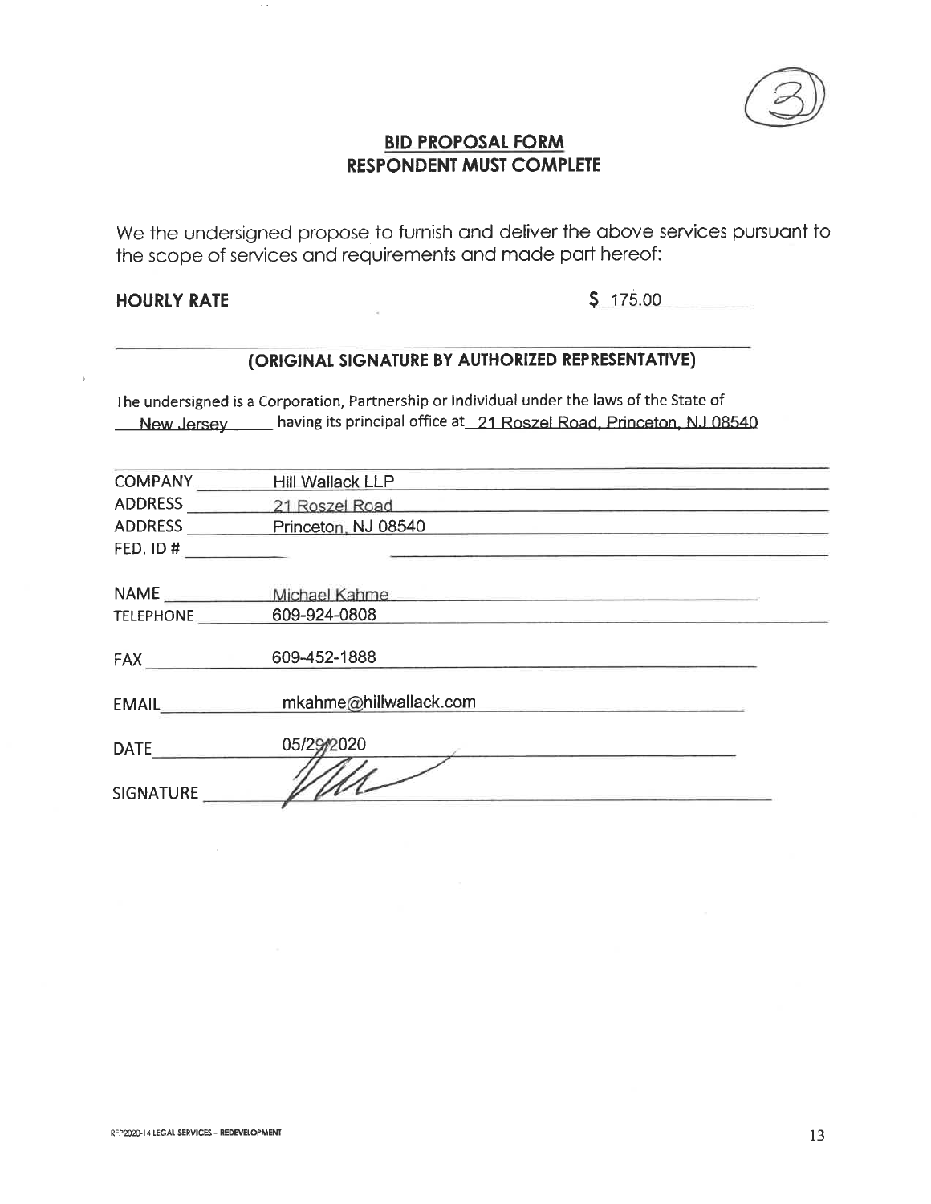## BID PROPOSAL FORM
## RESPONDENT MUST COMPLETE

We the undersigned propose to furnish and deliver the above services pursuant to the scope of services and requirements and made part hereof:

**HOURLY RATE** $ 175.00

**(ORIGINAL SIGNATURE BY AUTHORIZED REPRESENTATIVE)**

The undersigned is a Corporation, Partnership or Individual under the laws of the State of New Jersey having its principal office at 21 Roszel Road, Princeton, NJ 08540

COMPANY Hill Wallack LLP

ADDRESS 21 Roszel Road

ADDRESS Princeton, NJ 08540

FED. ID #

NAME Michael Kahme

TELEPHONE 609-924-0808

FAX 609-452-1888

EMAIL mkahme@hillwallack.com

DATE 05/29/2020

SIGNATURE

RFP2020-14 LEGAL SERVICES – REDEVELOPMENT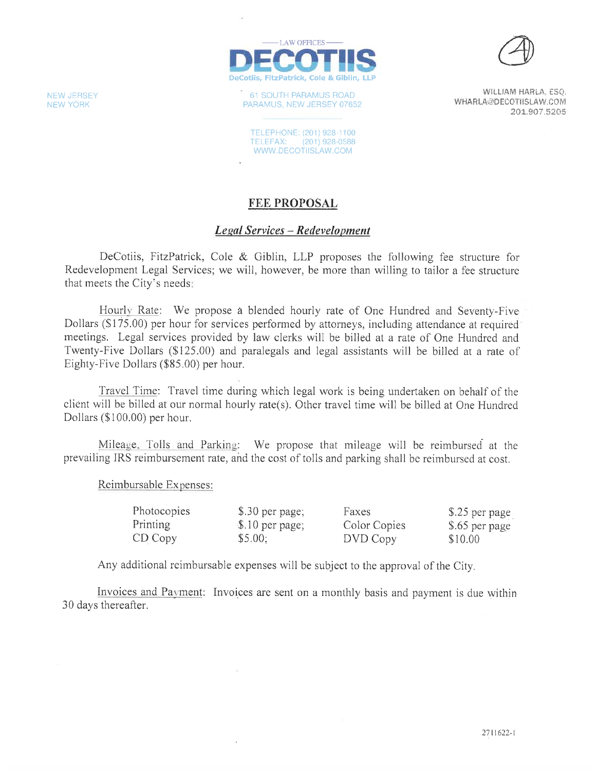LAW OFFICES

**DECOTIIS**

DeCotiis, FitzPatrick, Cole & Giblin, LLP

NEW JERSEY
NEW YORK

61 SOUTH PARAMUS ROAD
PARAMUS, NEW JERSEY 07652

TELEPHONE: (201) 928-1100
TELEFAX: (201) 928-0588
WWW.DECOTIISLAW.COM

WILLIAM HARLA, ESQ.
WHARLA@DECOTIISLAW.COM
201.907.5205

## FEE PROPOSAL

### *Legal Services – Redevelopment*

DeCotiis, FitzPatrick, Cole & Giblin, LLP proposes the following fee structure for Redevelopment Legal Services; we will, however, be more than willing to tailor a fee structure that meets the City's needs:

Hourly Rate: We propose a blended hourly rate of One Hundred and Seventy-Five Dollars ($175.00) per hour for services performed by attorneys, including attendance at required meetings. Legal services provided by law clerks will be billed at a rate of One Hundred and Twenty-Five Dollars ($125.00) and paralegals and legal assistants will be billed at a rate of Eighty-Five Dollars ($85.00) per hour.

Travel Time: Travel time during which legal work is being undertaken on behalf of the client will be billed at our normal hourly rate(s). Other travel time will be billed at One Hundred Dollars ($100.00) per hour.

Mileage, Tolls and Parking: We propose that mileage will be reimbursed at the prevailing IRS reimbursement rate, and the cost of tolls and parking shall be reimbursed at cost.

Reimbursable Expenses:

| | | | |
|---|---|---|---|
| Photocopies | $.30 per page; | Faxes | $.25 per page |
| Printing | $.10 per page; | Color Copies | $.65 per page |
| CD Copy | $5.00; | DVD Copy | $10.00 |

Any additional reimbursable expenses will be subject to the approval of the City.

Invoices and Payment: Invoices are sent on a monthly basis and payment is due within 30 days thereafter.

2711622-1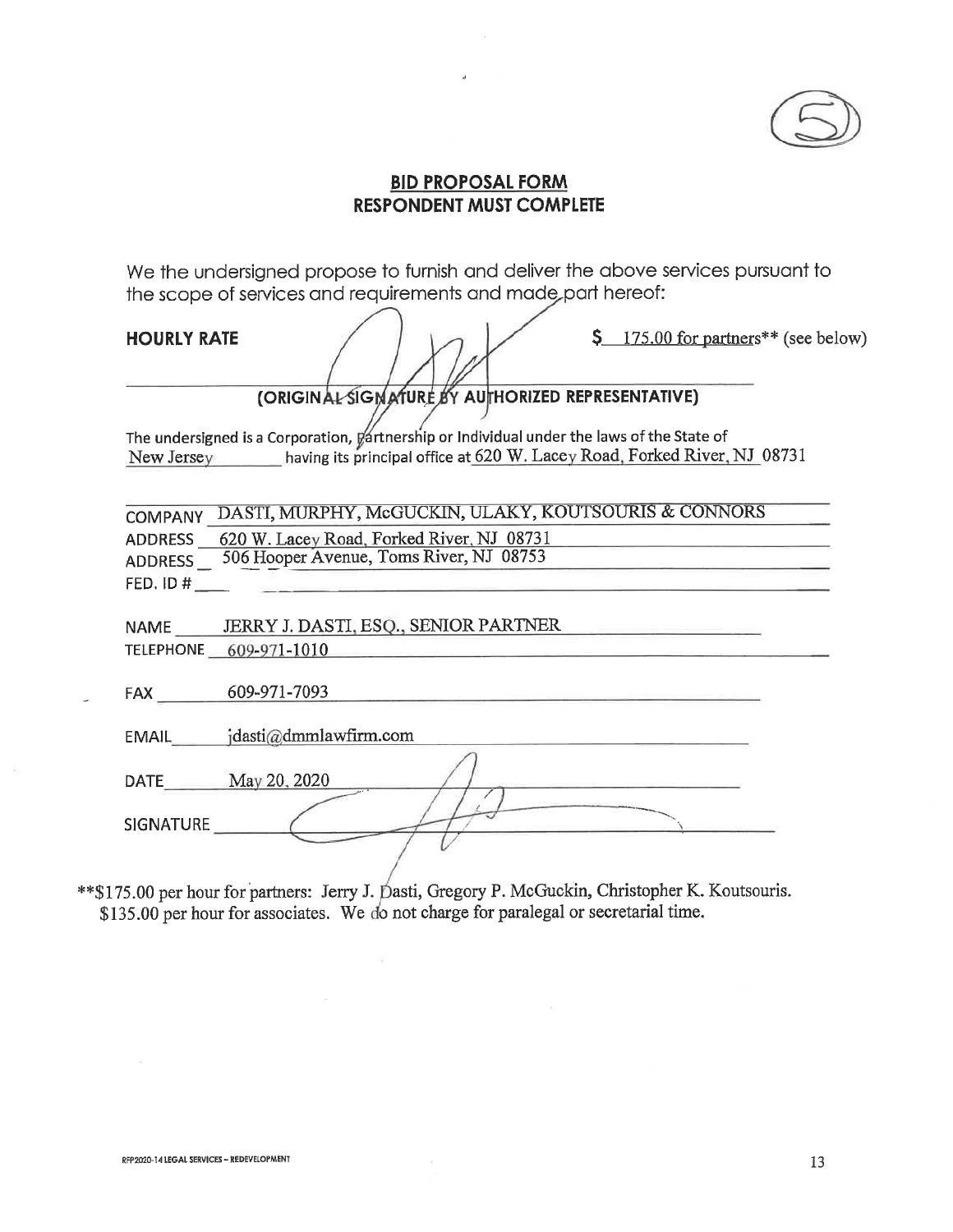(5)

## BID PROPOSAL FORM
## RESPONDENT MUST COMPLETE

We the undersigned propose to furnish and deliver the above services pursuant to the scope of services and requirements and made part hereof:

**HOURLY RATE** $ 175.00 for partners** (see below)

**(ORIGINAL SIGNATURE BY AUTHORIZED REPRESENTATIVE)**

The undersigned is a Corporation, Partnership or Individual under the laws of the State of New Jersey having its principal office at 620 W. Lacey Road, Forked River, NJ 08731

COMPANY DASTI, MURPHY, McGUCKIN, ULAKY, KOUTSOURIS & CONNORS

ADDRESS 620 W. Lacey Road, Forked River, NJ 08731

ADDRESS 506 Hooper Avenue, Toms River, NJ 08753

FED. ID # 

NAME JERRY J. DASTI, ESQ., SENIOR PARTNER

TELEPHONE 609-971-1010

FAX 609-971-7093

EMAIL jdasti@dmmlawfirm.com

DATE May 20, 2020

SIGNATURE 

**$175.00 per hour for partners: Jerry J. Dasti, Gregory P. McGuckin, Christopher K. Koutsouris.
$135.00 per hour for associates. We do not charge for paralegal or secretarial time.

RFP2020-14 LEGAL SERVICES – REDEVELOPMENT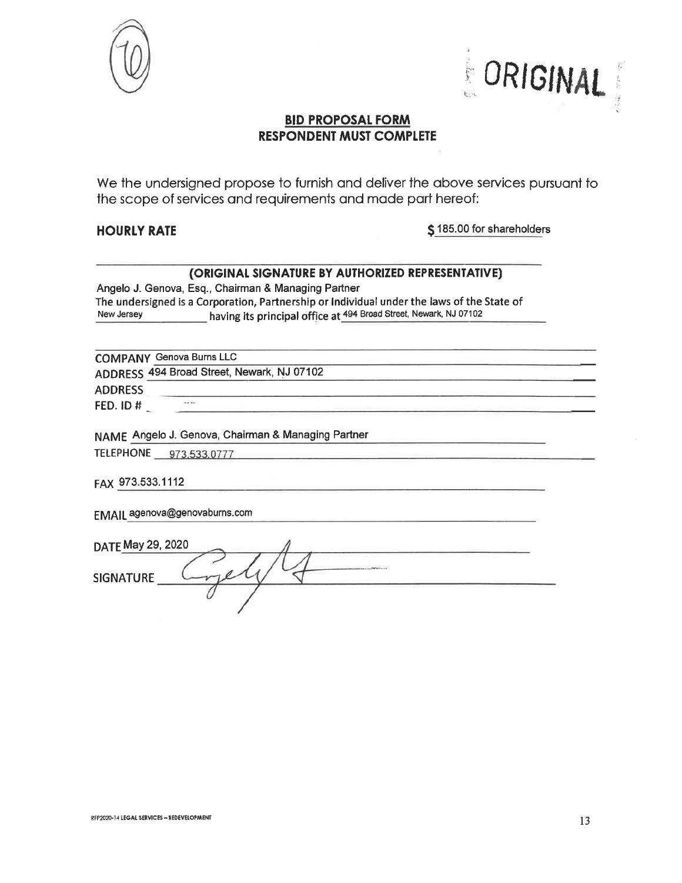10

ORIGINAL

**BID PROPOSAL FORM**
**RESPONDENT MUST COMPLETE**

We the undersigned propose to furnish and deliver the above services pursuant to the scope of services and requirements and made part hereof:

**HOURLY RATE** $ 185.00 for shareholders

**(ORIGINAL SIGNATURE BY AUTHORIZED REPRESENTATIVE)**

Angelo J. Genova, Esq., Chairman & Managing Partner

The undersigned is a Corporation, Partnership or Individual under the laws of the State of New Jersey having its principal office at 494 Broad Street, Newark, NJ 07102

COMPANY Genova Burns LLC

ADDRESS 494 Broad Street, Newark, NJ 07102

ADDRESS

FED. ID #

NAME Angelo J. Genova, Chairman & Managing Partner

TELEPHONE 973.533.0777

FAX 973.533.1112

EMAIL agenova@genovaburns.com

DATE May 29, 2020

SIGNATURE

RFP2020-14 LEGAL SERVICES – REDEVELOPMENT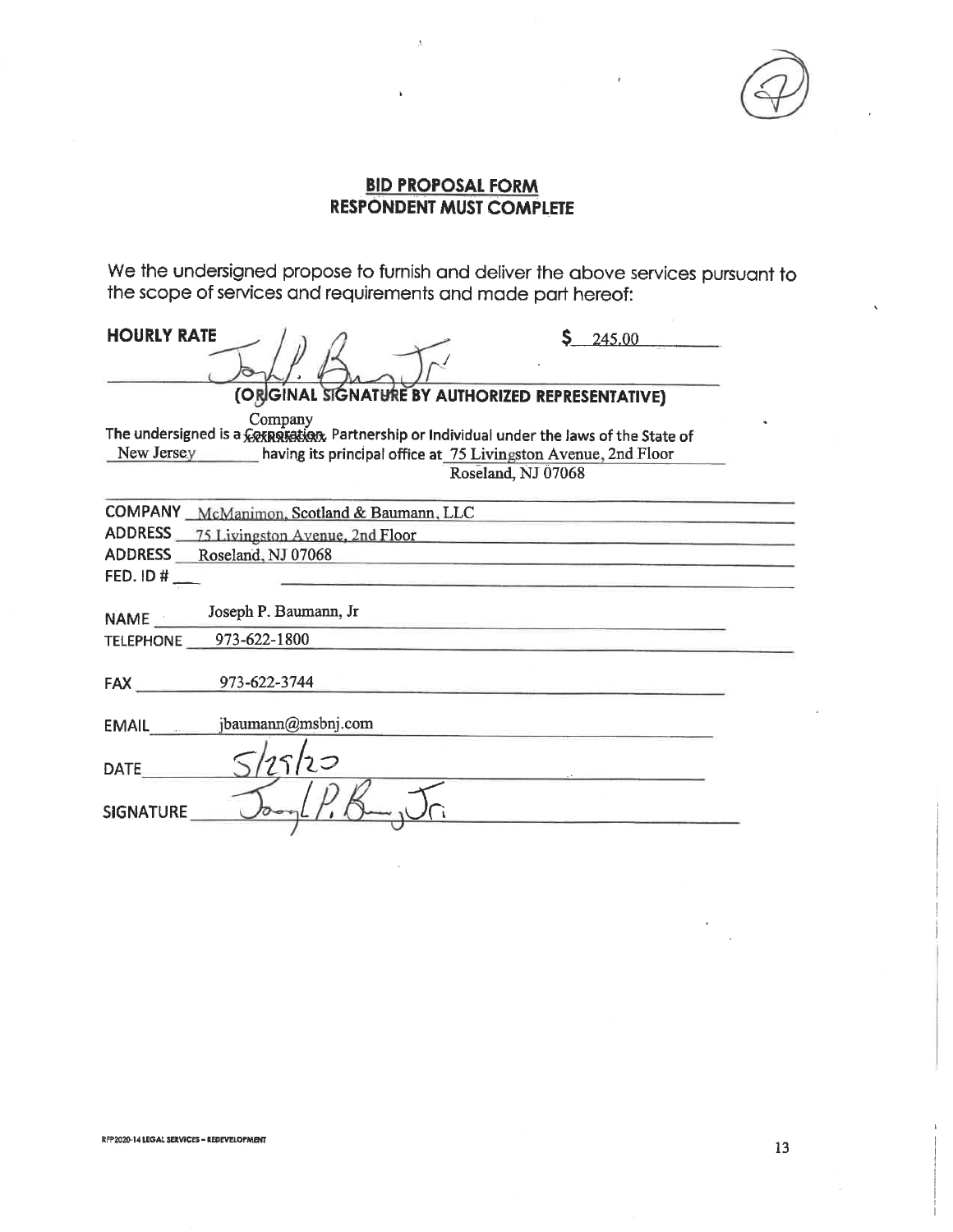## BID PROPOSAL FORM
## RESPONDENT MUST COMPLETE

We the undersigned propose to furnish and deliver the above services pursuant to the scope of services and requirements and made part hereof:

**HOURLY RATE** $ 245.00

**(ORIGINAL SIGNATURE BY AUTHORIZED REPRESENTATIVE)**

The undersigned is a Company Partnership or Individual under the laws of the State of New Jersey having its principal office at 75 Livingston Avenue, 2nd Floor Roseland, NJ 07068

**COMPANY** McManimon, Scotland & Baumann, LLC

**ADDRESS** 75 Livingston Avenue, 2nd Floor

**ADDRESS** Roseland, NJ 07068

**FED. ID #**

**NAME** Joseph P. Baumann, Jr

**TELEPHONE** 973-622-1800

**FAX** 973-622-3744

**EMAIL** jbaumann@msbnj.com

**DATE** 5/25/20

**SIGNATURE**

RFP2020-14 LEGAL SERVICES – REDEVELOPMENT